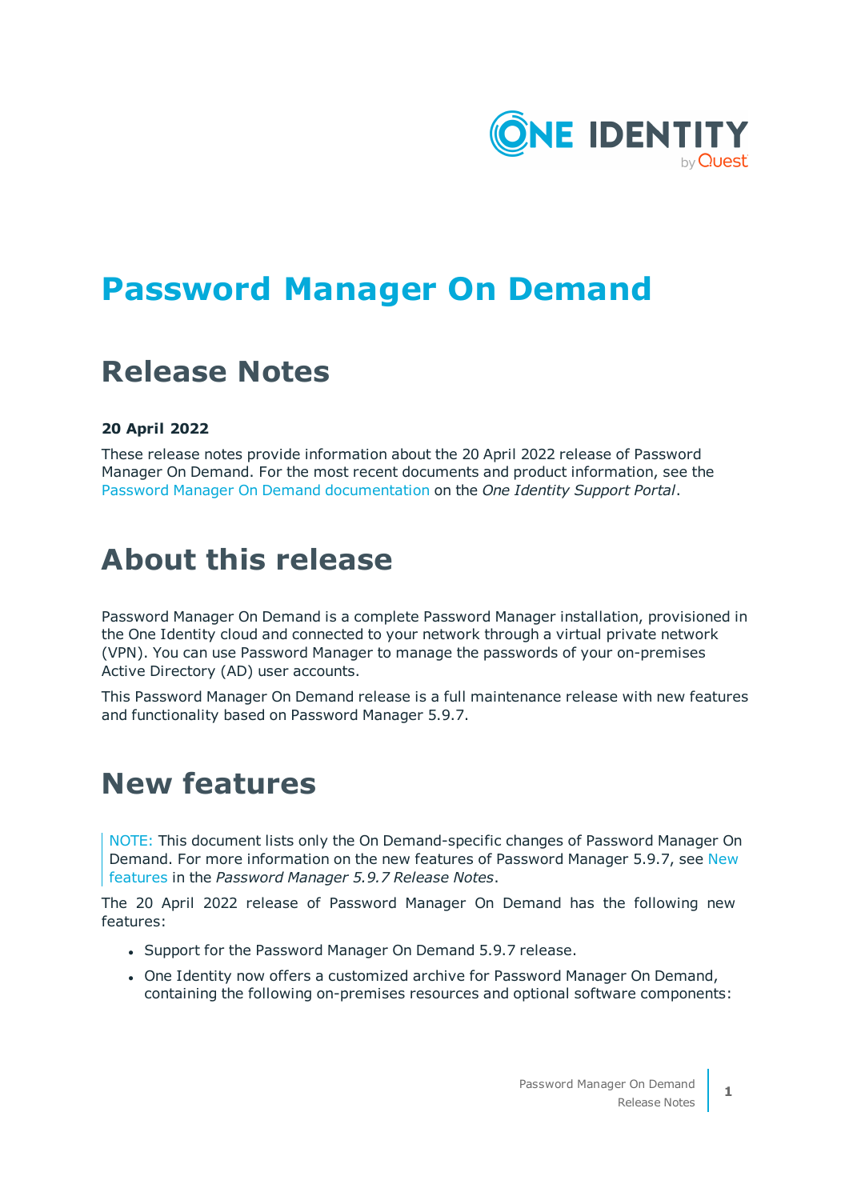# Password Manager On Demand

## Release Notes

**20 April 2022**

These release notes provide information about the 20 April 2022 release of Password Manager On Demand. For the most recent documents and product information, see the Password Manager On Demand documentation on the *One Identity Support Portal*.

# About this release

Password Manager On Demand is a complete Password Manager installation, provisioned in the One Identity cloud and connected to your network through a virtual private network (VPN). You can use Password Manager to manage the passwords of your on-premises Active Directory (AD) user accounts.

This Password Manager On Demand release is a full maintenance release with new features and functionality based on Password Manager 5.9.7.

# New features

NOTE: This document lists only the On Demand-specific changes of Password Manager On Demand. For more information on the new features of Password Manager 5.9.7, see New features in the *Password Manager 5.9.7 Release Notes*.

The 20 April 2022 release of Password Manager On Demand has the following new features:

- Support for the Password Manager On Demand 5.9.7 release.
- One Identity now offers a customized archive for Password Manager On Demand, containing the following on-premises resources and optional software components: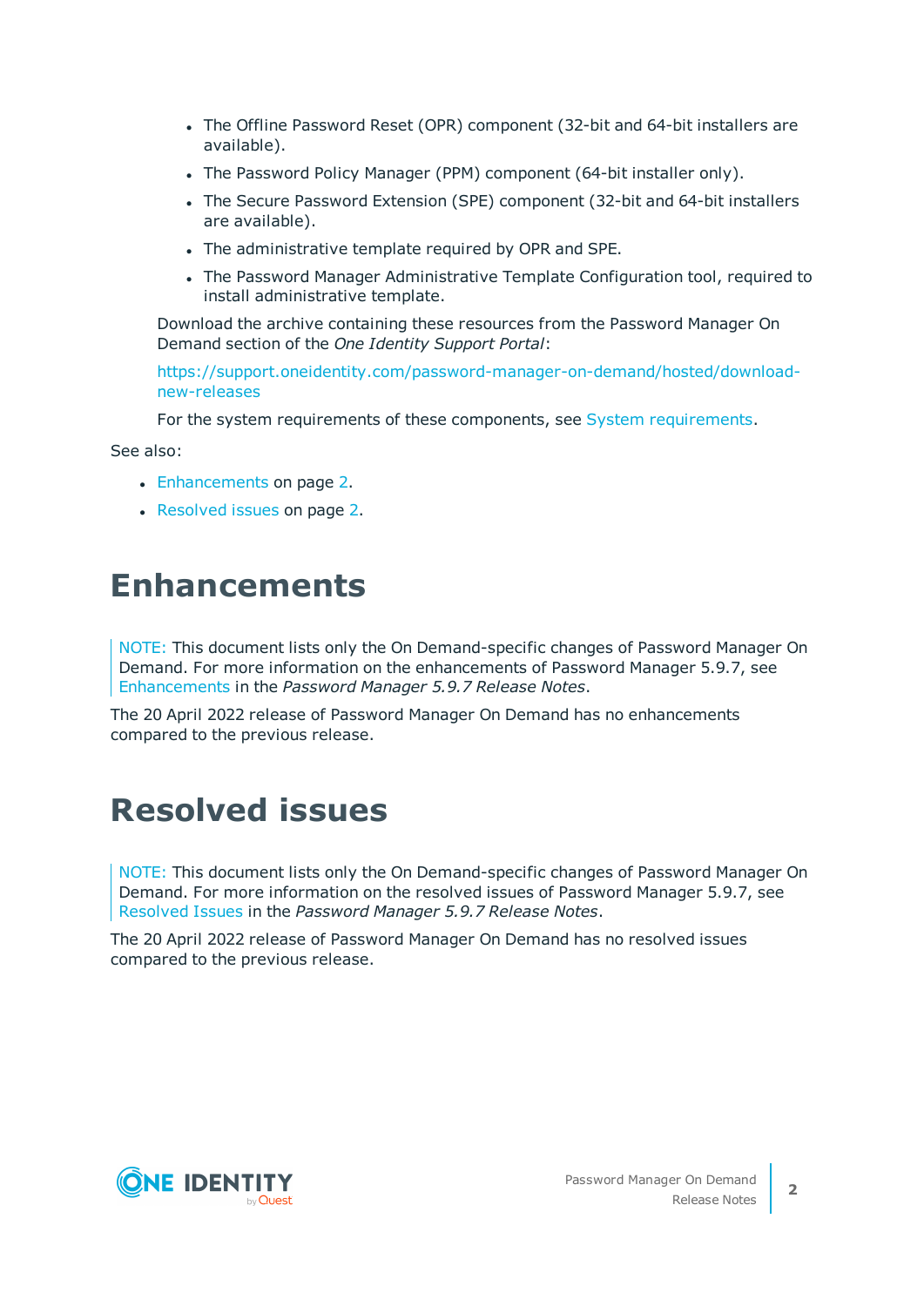- The Offline Password Reset (OPR) component (32-bit and 64-bit installers are available).
- The Password Policy Manager (PPM) component (64-bit installer only).
- The Secure Password Extension (SPE) component (32-bit and 64-bit installers are available).
- The administrative template required by OPR and SPE.
- The Password Manager Administrative Template Configuration tool, required to install administrative template.

Download the archive containing these resources from the Password Manager On Demand section of the *One Identity Support Portal*:

https://support.oneidentity.com/password-manager-on-demand/hosted/download-new-releases

For the system requirements of these components, see System requirements.

See also:

- Enhancements on page 2.
- Resolved issues on page 2.

# Enhancements

> NOTE: This document lists only the On Demand-specific changes of Password Manager On Demand. For more information on the enhancements of Password Manager 5.9.7, see Enhancements in the *Password Manager 5.9.7 Release Notes*.

The 20 April 2022 release of Password Manager On Demand has no enhancements compared to the previous release.

# Resolved issues

> NOTE: This document lists only the On Demand-specific changes of Password Manager On Demand. For more information on the resolved issues of Password Manager 5.9.7, see Resolved Issues in the *Password Manager 5.9.7 Release Notes*.

The 20 April 2022 release of Password Manager On Demand has no resolved issues compared to the previous release.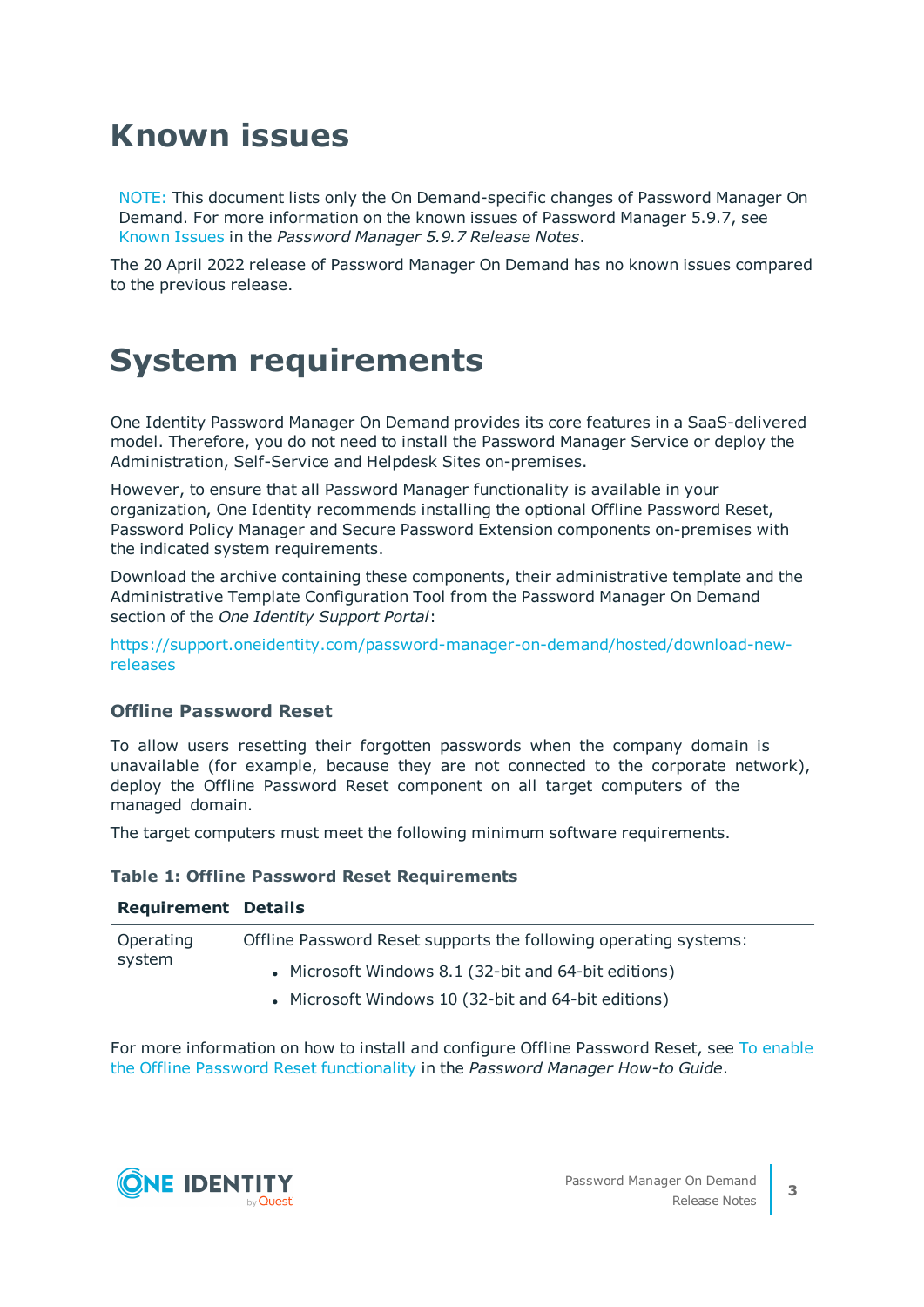# Known issues

NOTE: This document lists only the On Demand-specific changes of Password Manager On Demand. For more information on the known issues of Password Manager 5.9.7, see Known Issues in the *Password Manager 5.9.7 Release Notes*.

The 20 April 2022 release of Password Manager On Demand has no known issues compared to the previous release.

# System requirements

One Identity Password Manager On Demand provides its core features in a SaaS-delivered model. Therefore, you do not need to install the Password Manager Service or deploy the Administration, Self-Service and Helpdesk Sites on-premises.

However, to ensure that all Password Manager functionality is available in your organization, One Identity recommends installing the optional Offline Password Reset, Password Policy Manager and Secure Password Extension components on-premises with the indicated system requirements.

Download the archive containing these components, their administrative template and the Administrative Template Configuration Tool from the Password Manager On Demand section of the *One Identity Support Portal*:

https://support.oneidentity.com/password-manager-on-demand/hosted/download-new-releases

### Offline Password Reset

To allow users resetting their forgotten passwords when the company domain is unavailable (for example, because they are not connected to the corporate network), deploy the Offline Password Reset component on all target computers of the managed domain.

The target computers must meet the following minimum software requirements.

**Table 1: Offline Password Reset Requirements**

| Requirement | Details |
| --- | --- |
| Operating system | Offline Password Reset supports the following operating systems:<br>• Microsoft Windows 8.1 (32-bit and 64-bit editions)<br>• Microsoft Windows 10 (32-bit and 64-bit editions) |

For more information on how to install and configure Offline Password Reset, see To enable the Offline Password Reset functionality in the *Password Manager How-to Guide*.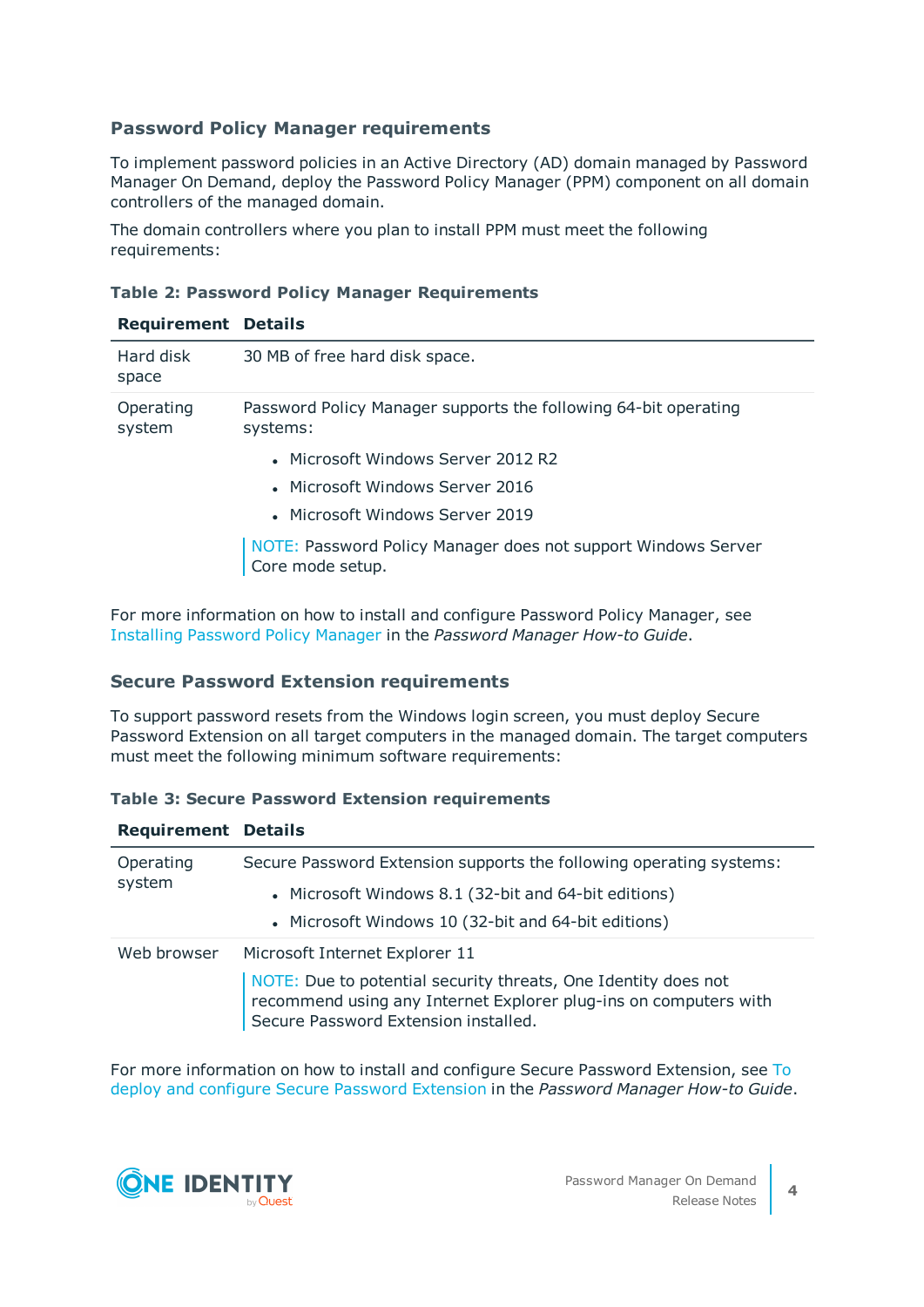### Password Policy Manager requirements

To implement password policies in an Active Directory (AD) domain managed by Password Manager On Demand, deploy the Password Policy Manager (PPM) component on all domain controllers of the managed domain.

The domain controllers where you plan to install PPM must meet the following requirements:

**Table 2: Password Policy Manager Requirements**

| Requirement | Details |
|---|---|
| Hard disk space | 30 MB of free hard disk space. |
| Operating system | Password Policy Manager supports the following 64-bit operating systems:<br>• Microsoft Windows Server 2012 R2<br>• Microsoft Windows Server 2016<br>• Microsoft Windows Server 2019<br>NOTE: Password Policy Manager does not support Windows Server Core mode setup. |

For more information on how to install and configure Password Policy Manager, see Installing Password Policy Manager in the *Password Manager How-to Guide*.

### Secure Password Extension requirements

To support password resets from the Windows login screen, you must deploy Secure Password Extension on all target computers in the managed domain. The target computers must meet the following minimum software requirements:

**Table 3: Secure Password Extension requirements**

| Requirement | Details |
|---|---|
| Operating system | Secure Password Extension supports the following operating systems:<br>• Microsoft Windows 8.1 (32-bit and 64-bit editions)<br>• Microsoft Windows 10 (32-bit and 64-bit editions) |
| Web browser | Microsoft Internet Explorer 11<br>NOTE: Due to potential security threats, One Identity does not recommend using any Internet Explorer plug-ins on computers with Secure Password Extension installed. |

For more information on how to install and configure Secure Password Extension, see To deploy and configure Secure Password Extension in the *Password Manager How-to Guide*.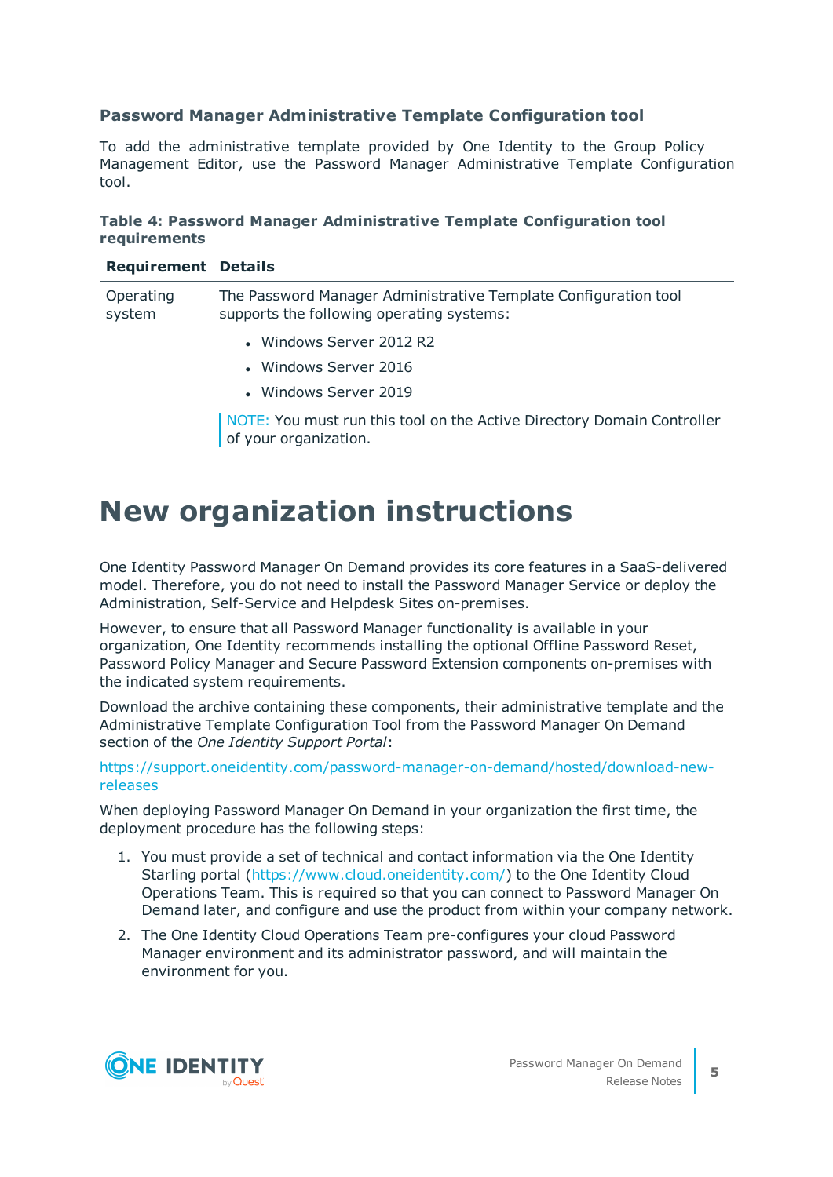### Password Manager Administrative Template Configuration tool

To add the administrative template provided by One Identity to the Group Policy Management Editor, use the Password Manager Administrative Template Configuration tool.

**Table 4: Password Manager Administrative Template Configuration tool requirements**

| Requirement | Details |
|---|---|
| Operating system | The Password Manager Administrative Template Configuration tool supports the following operating systems:<br>• Windows Server 2012 R2<br>• Windows Server 2016<br>• Windows Server 2019<br>NOTE: You must run this tool on the Active Directory Domain Controller of your organization. |

# New organization instructions

One Identity Password Manager On Demand provides its core features in a SaaS-delivered model. Therefore, you do not need to install the Password Manager Service or deploy the Administration, Self-Service and Helpdesk Sites on-premises.

However, to ensure that all Password Manager functionality is available in your organization, One Identity recommends installing the optional Offline Password Reset, Password Policy Manager and Secure Password Extension components on-premises with the indicated system requirements.

Download the archive containing these components, their administrative template and the Administrative Template Configuration Tool from the Password Manager On Demand section of the *One Identity Support Portal*:

https://support.oneidentity.com/password-manager-on-demand/hosted/download-new-releases

When deploying Password Manager On Demand in your organization the first time, the deployment procedure has the following steps:

1. You must provide a set of technical and contact information via the One Identity Starling portal (https://www.cloud.oneidentity.com/) to the One Identity Cloud Operations Team. This is required so that you can connect to Password Manager On Demand later, and configure and use the product from within your company network.
2. The One Identity Cloud Operations Team pre-configures your cloud Password Manager environment and its administrator password, and will maintain the environment for you.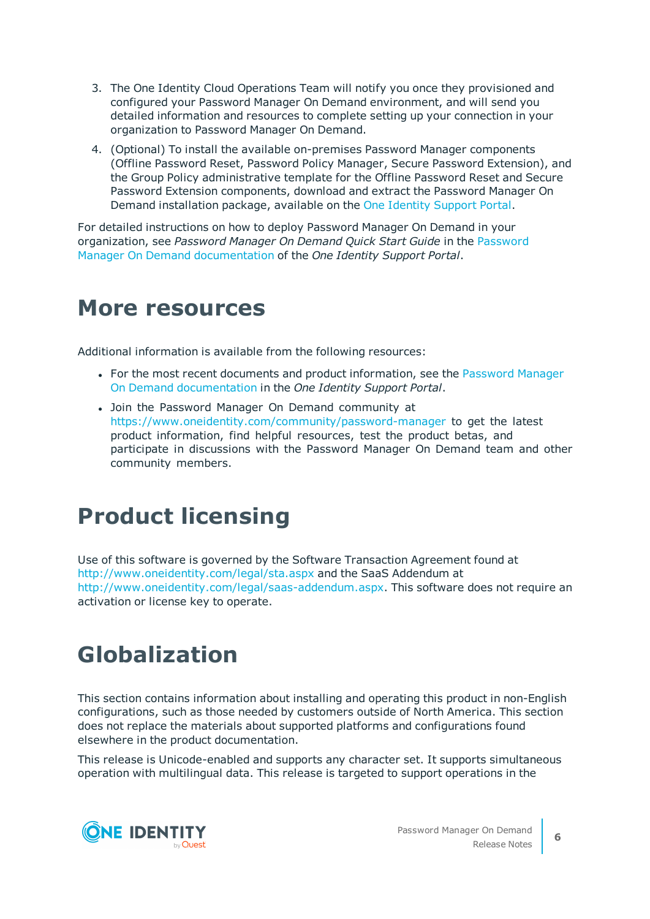3. The One Identity Cloud Operations Team will notify you once they provisioned and configured your Password Manager On Demand environment, and will send you detailed information and resources to complete setting up your connection in your organization to Password Manager On Demand.
4. (Optional) To install the available on-premises Password Manager components (Offline Password Reset, Password Policy Manager, Secure Password Extension), and the Group Policy administrative template for the Offline Password Reset and Secure Password Extension components, download and extract the Password Manager On Demand installation package, available on the One Identity Support Portal.

For detailed instructions on how to deploy Password Manager On Demand in your organization, see *Password Manager On Demand Quick Start Guide* in the Password Manager On Demand documentation of the *One Identity Support Portal*.

# More resources

Additional information is available from the following resources:

- For the most recent documents and product information, see the Password Manager On Demand documentation in the *One Identity Support Portal*.
- Join the Password Manager On Demand community at https://www.oneidentity.com/community/password-manager to get the latest product information, find helpful resources, test the product betas, and participate in discussions with the Password Manager On Demand team and other community members.

# Product licensing

Use of this software is governed by the Software Transaction Agreement found at http://www.oneidentity.com/legal/sta.aspx and the SaaS Addendum at http://www.oneidentity.com/legal/saas-addendum.aspx. This software does not require an activation or license key to operate.

# Globalization

This section contains information about installing and operating this product in non-English configurations, such as those needed by customers outside of North America. This section does not replace the materials about supported platforms and configurations found elsewhere in the product documentation.

This release is Unicode-enabled and supports any character set. It supports simultaneous operation with multilingual data. This release is targeted to support operations in the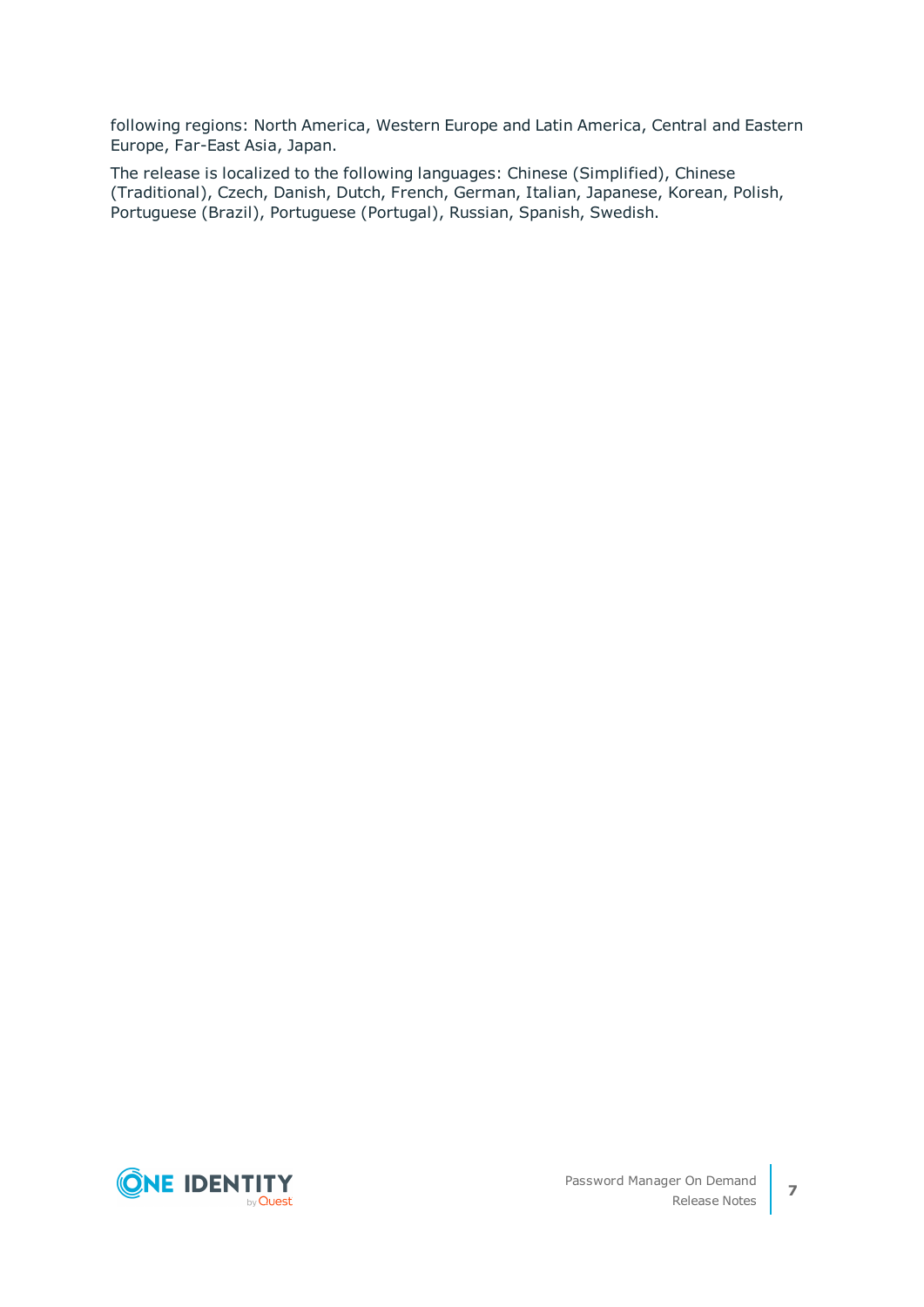following regions: North America, Western Europe and Latin America, Central and Eastern Europe, Far-East Asia, Japan.

The release is localized to the following languages: Chinese (Simplified), Chinese (Traditional), Czech, Danish, Dutch, French, German, Italian, Japanese, Korean, Polish, Portuguese (Brazil), Portuguese (Portugal), Russian, Spanish, Swedish.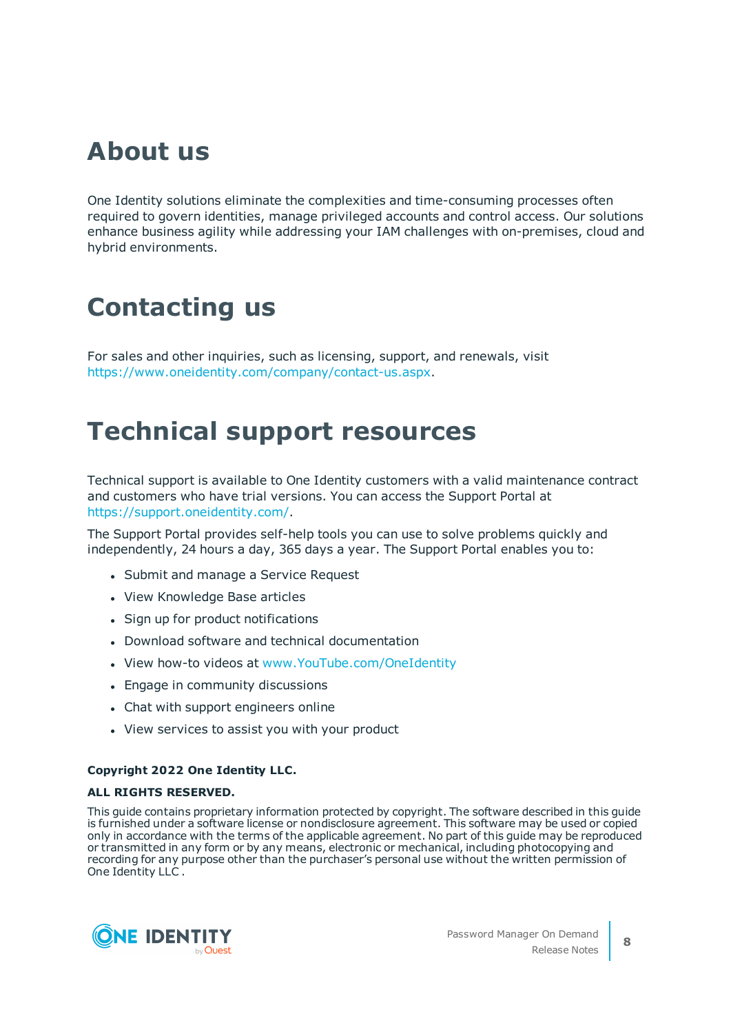# About us

One Identity solutions eliminate the complexities and time-consuming processes often required to govern identities, manage privileged accounts and control access. Our solutions enhance business agility while addressing your IAM challenges with on-premises, cloud and hybrid environments.

# Contacting us

For sales and other inquiries, such as licensing, support, and renewals, visit https://www.oneidentity.com/company/contact-us.aspx.

# Technical support resources

Technical support is available to One Identity customers with a valid maintenance contract and customers who have trial versions. You can access the Support Portal at https://support.oneidentity.com/.

The Support Portal provides self-help tools you can use to solve problems quickly and independently, 24 hours a day, 365 days a year. The Support Portal enables you to:

- Submit and manage a Service Request
- View Knowledge Base articles
- Sign up for product notifications
- Download software and technical documentation
- View how-to videos at www.YouTube.com/OneIdentity
- Engage in community discussions
- Chat with support engineers online
- View services to assist you with your product

**Copyright 2022 One Identity LLC.**

**ALL RIGHTS RESERVED.**

This guide contains proprietary information protected by copyright. The software described in this guide is furnished under a software license or nondisclosure agreement. This software may be used or copied only in accordance with the terms of the applicable agreement. No part of this guide may be reproduced or transmitted in any form or by any means, electronic or mechanical, including photocopying and recording for any purpose other than the purchaser's personal use without the written permission of One Identity LLC .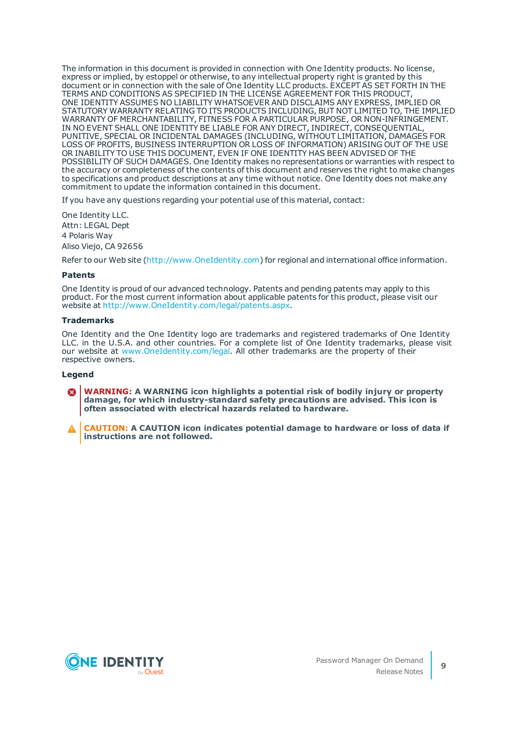The information in this document is provided in connection with One Identity products. No license, express or implied, by estoppel or otherwise, to any intellectual property right is granted by this document or in connection with the sale of One Identity LLC products. EXCEPT AS SET FORTH IN THE TERMS AND CONDITIONS AS SPECIFIED IN THE LICENSE AGREEMENT FOR THIS PRODUCT, ONE IDENTITY ASSUMES NO LIABILITY WHATSOEVER AND DISCLAIMS ANY EXPRESS, IMPLIED OR STATUTORY WARRANTY RELATING TO ITS PRODUCTS INCLUDING, BUT NOT LIMITED TO, THE IMPLIED WARRANTY OF MERCHANTABILITY, FITNESS FOR A PARTICULAR PURPOSE, OR NON-INFRINGEMENT. IN NO EVENT SHALL ONE IDENTITY BE LIABLE FOR ANY DIRECT, INDIRECT, CONSEQUENTIAL, PUNITIVE, SPECIAL OR INCIDENTAL DAMAGES (INCLUDING, WITHOUT LIMITATION, DAMAGES FOR LOSS OF PROFITS, BUSINESS INTERRUPTION OR LOSS OF INFORMATION) ARISING OUT OF THE USE OR INABILITY TO USE THIS DOCUMENT, EVEN IF ONE IDENTITY HAS BEEN ADVISED OF THE POSSIBILITY OF SUCH DAMAGES. One Identity makes no representations or warranties with respect to the accuracy or completeness of the contents of this document and reserves the right to make changes to specifications and product descriptions at any time without notice. One Identity does not make any commitment to update the information contained in this document.

If you have any questions regarding your potential use of this material, contact:

One Identity LLC.
Attn: LEGAL Dept
4 Polaris Way
Aliso Viejo, CA 92656

Refer to our Web site (http://www.OneIdentity.com) for regional and international office information.

### Patents

One Identity is proud of our advanced technology. Patents and pending patents may apply to this product. For the most current information about applicable patents for this product, please visit our website at http://www.OneIdentity.com/legal/patents.aspx.

### Trademarks

One Identity and the One Identity logo are trademarks and registered trademarks of One Identity LLC. in the U.S.A. and other countries. For a complete list of One Identity trademarks, please visit our website at www.OneIdentity.com/legal. All other trademarks are the property of their respective owners.

### Legend

**WARNING: A WARNING icon highlights a potential risk of bodily injury or property damage, for which industry-standard safety precautions are advised. This icon is often associated with electrical hazards related to hardware.**

**CAUTION: A CAUTION icon indicates potential damage to hardware or loss of data if instructions are not followed.**